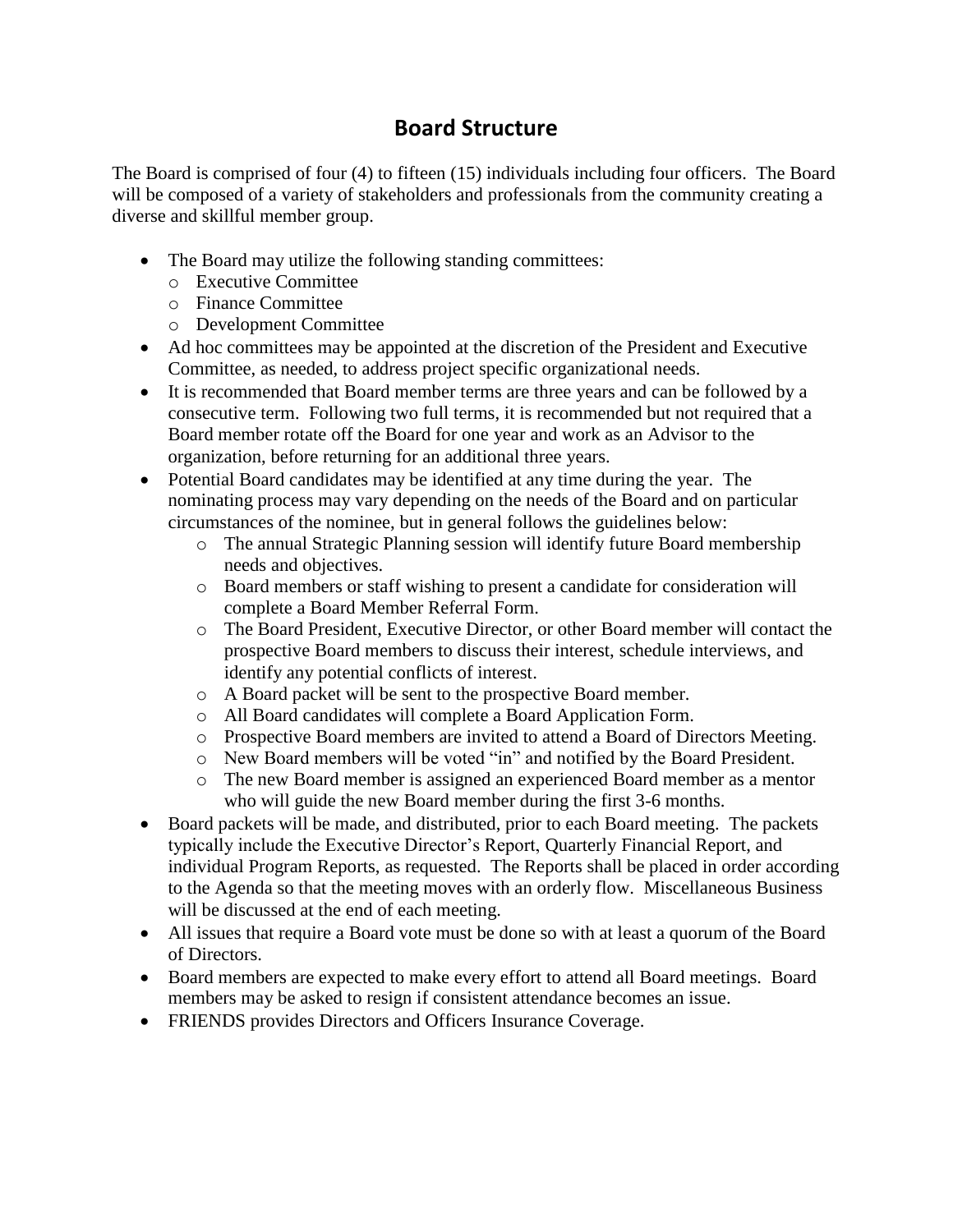# Board Structure

The Board is comprised of four (4) to fifteen (15) individuals including four officers. The Board will be composed of a variety of stakeholders and professionals from the community creating a diverse and skillful member group.

- The Board may utilize the following standing committees:
  - Executive Committee
  - Finance Committee
  - Development Committee
- Ad hoc committees may be appointed at the discretion of the President and Executive Committee, as needed, to address project specific organizational needs.
- It is recommended that Board member terms are three years and can be followed by a consecutive term. Following two full terms, it is recommended but not required that a Board member rotate off the Board for one year and work as an Advisor to the organization, before returning for an additional three years.
- Potential Board candidates may be identified at any time during the year. The nominating process may vary depending on the needs of the Board and on particular circumstances of the nominee, but in general follows the guidelines below:
  - The annual Strategic Planning session will identify future Board membership needs and objectives.
  - Board members or staff wishing to present a candidate for consideration will complete a Board Member Referral Form.
  - The Board President, Executive Director, or other Board member will contact the prospective Board members to discuss their interest, schedule interviews, and identify any potential conflicts of interest.
  - A Board packet will be sent to the prospective Board member.
  - All Board candidates will complete a Board Application Form.
  - Prospective Board members are invited to attend a Board of Directors Meeting.
  - New Board members will be voted "in" and notified by the Board President.
  - The new Board member is assigned an experienced Board member as a mentor who will guide the new Board member during the first 3-6 months.
- Board packets will be made, and distributed, prior to each Board meeting. The packets typically include the Executive Director's Report, Quarterly Financial Report, and individual Program Reports, as requested. The Reports shall be placed in order according to the Agenda so that the meeting moves with an orderly flow. Miscellaneous Business will be discussed at the end of each meeting.
- All issues that require a Board vote must be done so with at least a quorum of the Board of Directors.
- Board members are expected to make every effort to attend all Board meetings. Board members may be asked to resign if consistent attendance becomes an issue.
- FRIENDS provides Directors and Officers Insurance Coverage.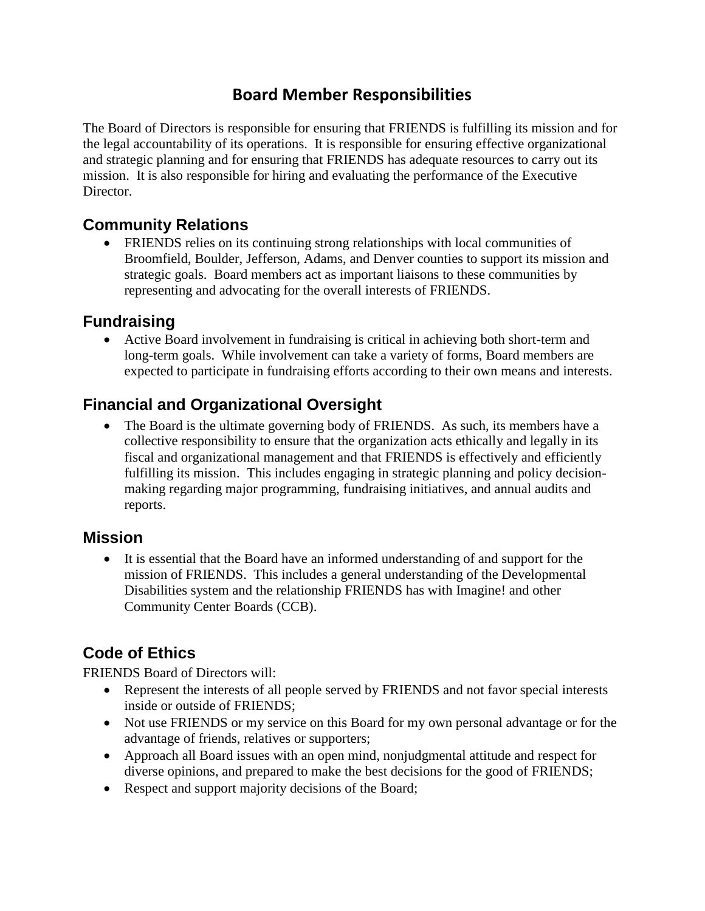# Board Member Responsibilities

The Board of Directors is responsible for ensuring that FRIENDS is fulfilling its mission and for the legal accountability of its operations. It is responsible for ensuring effective organizational and strategic planning and for ensuring that FRIENDS has adequate resources to carry out its mission. It is also responsible for hiring and evaluating the performance of the Executive Director.

## Community Relations

- FRIENDS relies on its continuing strong relationships with local communities of Broomfield, Boulder, Jefferson, Adams, and Denver counties to support its mission and strategic goals. Board members act as important liaisons to these communities by representing and advocating for the overall interests of FRIENDS.

## Fundraising

- Active Board involvement in fundraising is critical in achieving both short-term and long-term goals. While involvement can take a variety of forms, Board members are expected to participate in fundraising efforts according to their own means and interests.

## Financial and Organizational Oversight

- The Board is the ultimate governing body of FRIENDS. As such, its members have a collective responsibility to ensure that the organization acts ethically and legally in its fiscal and organizational management and that FRIENDS is effectively and efficiently fulfilling its mission. This includes engaging in strategic planning and policy decision-making regarding major programming, fundraising initiatives, and annual audits and reports.

## Mission

- It is essential that the Board have an informed understanding of and support for the mission of FRIENDS. This includes a general understanding of the Developmental Disabilities system and the relationship FRIENDS has with Imagine! and other Community Center Boards (CCB).

## Code of Ethics

FRIENDS Board of Directors will:

- Represent the interests of all people served by FRIENDS and not favor special interests inside or outside of FRIENDS;
- Not use FRIENDS or my service on this Board for my own personal advantage or for the advantage of friends, relatives or supporters;
- Approach all Board issues with an open mind, nonjudgmental attitude and respect for diverse opinions, and prepared to make the best decisions for the good of FRIENDS;
- Respect and support majority decisions of the Board;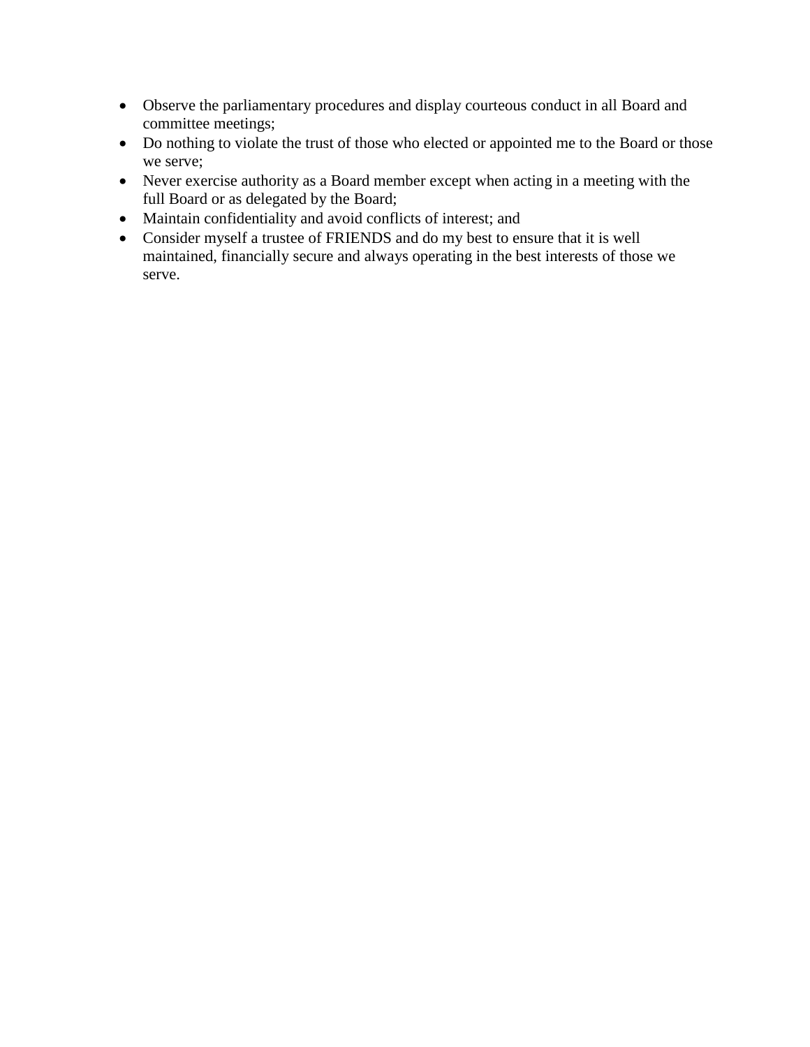- Observe the parliamentary procedures and display courteous conduct in all Board and committee meetings;
- Do nothing to violate the trust of those who elected or appointed me to the Board or those we serve;
- Never exercise authority as a Board member except when acting in a meeting with the full Board or as delegated by the Board;
- Maintain confidentiality and avoid conflicts of interest; and
- Consider myself a trustee of FRIENDS and do my best to ensure that it is well maintained, financially secure and always operating in the best interests of those we serve.